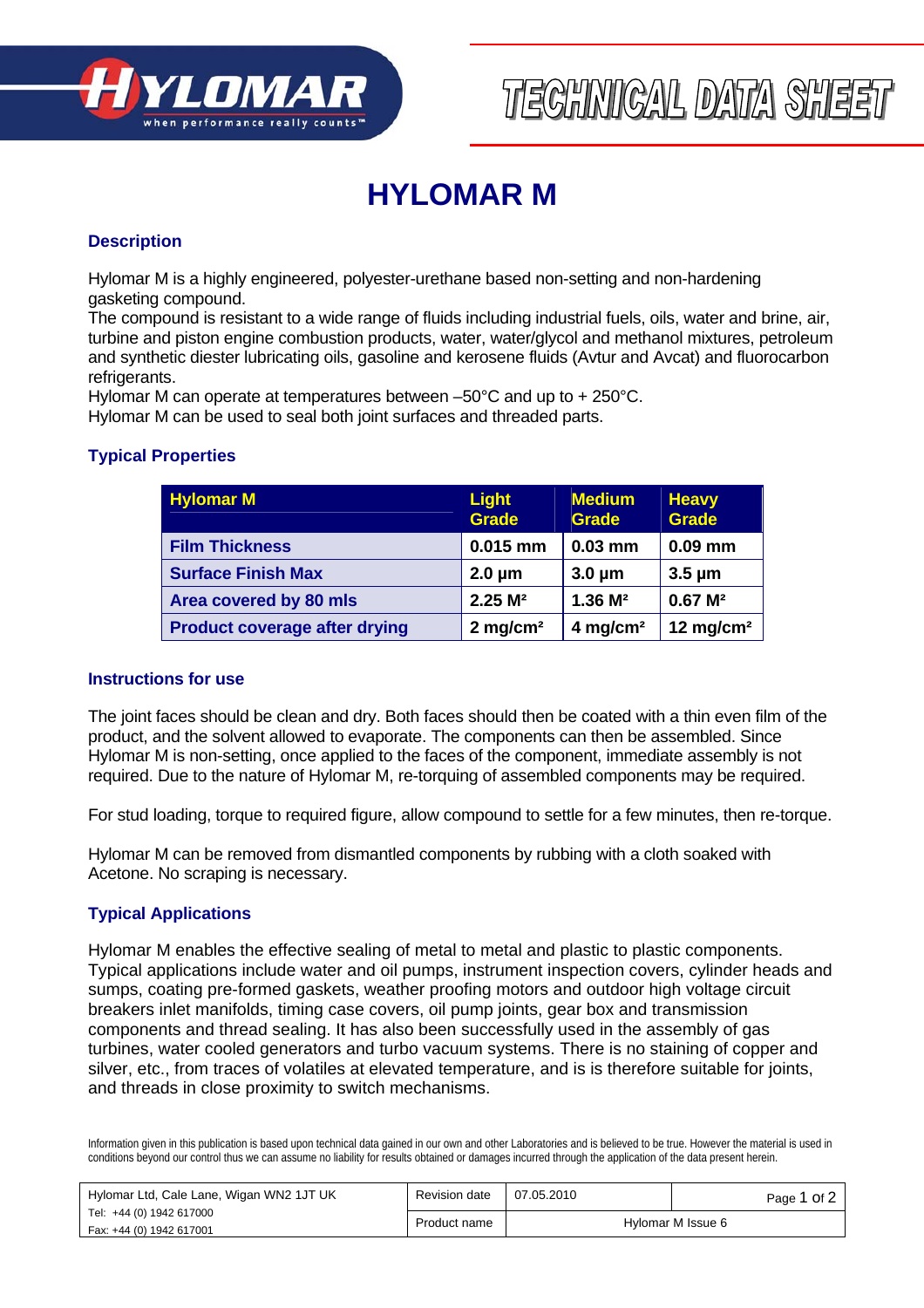# HYLOMAR M

## Description

Hylomar M is a highly engineered, polyester-urethane based non-setting and non-hardening gasketing compound.
The compound is resistant to a wide range of fluids including industrial fuels, oils, water and brine, air, turbine and piston engine combustion products, water, water/glycol and methanol mixtures, petroleum and synthetic diester lubricating oils, gasoline and kerosene fluids (Avtur and Avcat) and fluorocarbon refrigerants.
Hylomar M can operate at temperatures between –50°C and up to + 250°C.
Hylomar M can be used to seal both joint surfaces and threaded parts.

## Typical Properties

| Hylomar M | Light Grade | Medium Grade | Heavy Grade |
|---|---|---|---|
| Film Thickness | 0.015 mm | 0.03 mm | 0.09 mm |
| Surface Finish Max | 2.0 µm | 3.0 µm | 3.5 µm |
| Area covered by 80 mls | 2.25 $M^2$ | 1.36 $M^2$ | 0.67 $M^2$ |
| Product coverage after drying | 2 $mg/cm^2$ | 4 $mg/cm^2$ | 12 $mg/cm^2$ |

## Instructions for use

The joint faces should be clean and dry. Both faces should then be coated with a thin even film of the product, and the solvent allowed to evaporate. The components can then be assembled. Since Hylomar M is non-setting, once applied to the faces of the component, immediate assembly is not required. Due to the nature of Hylomar M, re-torquing of assembled components may be required.

For stud loading, torque to required figure, allow compound to settle for a few minutes, then re-torque.

Hylomar M can be removed from dismantled components by rubbing with a cloth soaked with Acetone. No scraping is necessary.

## Typical Applications

Hylomar M enables the effective sealing of metal to metal and plastic to plastic components. Typical applications include water and oil pumps, instrument inspection covers, cylinder heads and sumps, coating pre-formed gaskets, weather proofing motors and outdoor high voltage circuit breakers inlet manifolds, timing case covers, oil pump joints, gear box and transmission components and thread sealing. It has also been successfully used in the assembly of gas turbines, water cooled generators and turbo vacuum systems. There is no staining of copper and silver, etc., from traces of volatiles at elevated temperature, and is is therefore suitable for joints, and threads in close proximity to switch mechanisms.

Information given in this publication is based upon technical data gained in our own and other Laboratories and is believed to be true. However the material is used in conditions beyond our control thus we can assume no liability for results obtained or damages incurred through the application of the data present herein.

| Hylomar Ltd, Cale Lane, Wigan WN2 1JT UK<br>Tel: +44 (0) 1942 617000<br>Fax: +44 (0) 1942 617001 | Revision date | 07.05.2010 | |
|---|---|---|---|
| | Product name | Hylomar M Issue 6 | |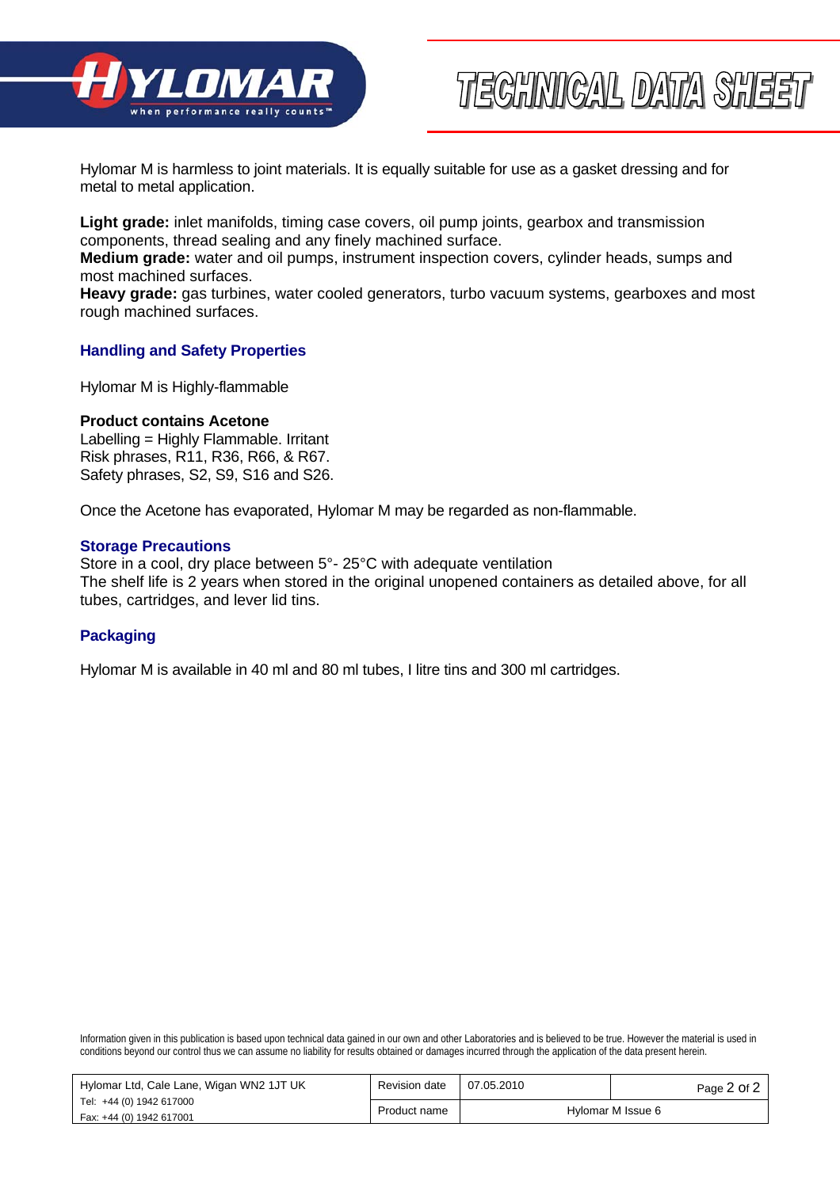Hylomar M is harmless to joint materials. It is equally suitable for use as a gasket dressing and for metal to metal application.

**Light grade:** inlet manifolds, timing case covers, oil pump joints, gearbox and transmission components, thread sealing and any finely machined surface.
**Medium grade:** water and oil pumps, instrument inspection covers, cylinder heads, sumps and most machined surfaces.
**Heavy grade:** gas turbines, water cooled generators, turbo vacuum systems, gearboxes and most rough machined surfaces.

## Handling and Safety Properties

Hylomar M is Highly-flammable

**Product contains Acetone**
Labelling = Highly Flammable. Irritant
Risk phrases, R11, R36, R66, & R67.
Safety phrases, S2, S9, S16 and S26.

Once the Acetone has evaporated, Hylomar M may be regarded as non-flammable.

## Storage Precautions

Store in a cool, dry place between 5°- 25°C with adequate ventilation
The shelf life is 2 years when stored in the original unopened containers as detailed above, for all tubes, cartridges, and lever lid tins.

## Packaging

Hylomar M is available in 40 ml and 80 ml tubes, I litre tins and 300 ml cartridges.

Information given in this publication is based upon technical data gained in our own and other Laboratories and is believed to be true. However the material is used in conditions beyond our control thus we can assume no liability for results obtained or damages incurred through the application of the data present herein.

| | | | |
|---|---|---|---|
| Hylomar Ltd, Cale Lane, Wigan WN2 1JT UK<br>Tel: +44 (0) 1942 617000 | Revision date | 07.05.2010 | |
| Fax: +44 (0) 1942 617001 | Product name | Hylomar M Issue 6 | |